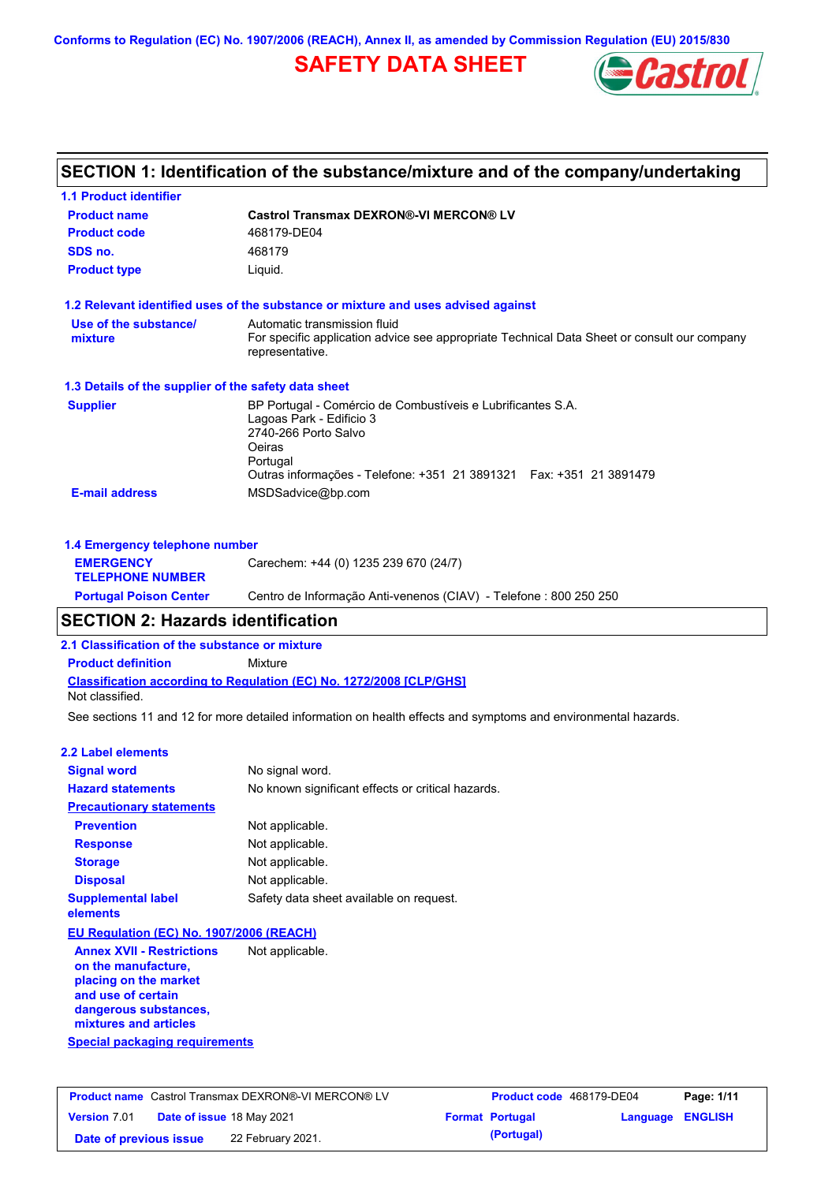Conforms to Regulation (EC) No. 1907/2006 (REACH), Annex II, as amended by Commission Regulation (EU) 2015/830

# SAFETY DATA SHEET

## SECTION 1: Identification of the substance/mixture and of the company/undertaking

### 1.1 Product identifier

| | |
|---|---|
| **Product name** | **Castrol Transmax DEXRON®-VI MERCON® LV** |
| **Product code** | 468179-DE04 |
| **SDS no.** | 468179 |
| **Product type** | Liquid. |

### 1.2 Relevant identified uses of the substance or mixture and uses advised against

| | |
|---|---|
| **Use of the substance/ mixture** | Automatic transmission fluid<br>For specific application advice see appropriate Technical Data Sheet or consult our company representative. |

### 1.3 Details of the supplier of the safety data sheet

| | |
|---|---|
| **Supplier** | BP Portugal - Comércio de Combustíveis e Lubrificantes S.A.<br>Lagoas Park - Edificio 3<br>2740-266 Porto Salvo<br>Oeiras<br>Portugal<br>Outras informações - Telefone: +351 21 3891321 Fax: +351 21 3891479 |
| **E-mail address** | MSDSadvice@bp.com |

### 1.4 Emergency telephone number

| | |
|---|---|
| **EMERGENCY TELEPHONE NUMBER** | Carechem: +44 (0) 1235 239 670 (24/7) |
| **Portugal Poison Center** | Centro de Informação Anti-venenos (CIAV) - Telefone : 800 250 250 |

## SECTION 2: Hazards identification

### 2.1 Classification of the substance or mixture

**Product definition** Mixture

**Classification according to Regulation (EC) No. 1272/2008 [CLP/GHS]**

Not classified.

See sections 11 and 12 for more detailed information on health effects and symptoms and environmental hazards.

### 2.2 Label elements

| | |
|---|---|
| **Signal word** | No signal word. |
| **Hazard statements** | No known significant effects or critical hazards. |

**Precautionary statements**

| | |
|---|---|
| **Prevention** | Not applicable. |
| **Response** | Not applicable. |
| **Storage** | Not applicable. |
| **Disposal** | Not applicable. |
| **Supplemental label elements** | Safety data sheet available on request. |

**EU Regulation (EC) No. 1907/2006 (REACH)**

| | |
|---|---|
| **Annex XVII - Restrictions on the manufacture, placing on the market and use of certain dangerous substances, mixtures and articles** | Not applicable. |

**Special packaging requirements**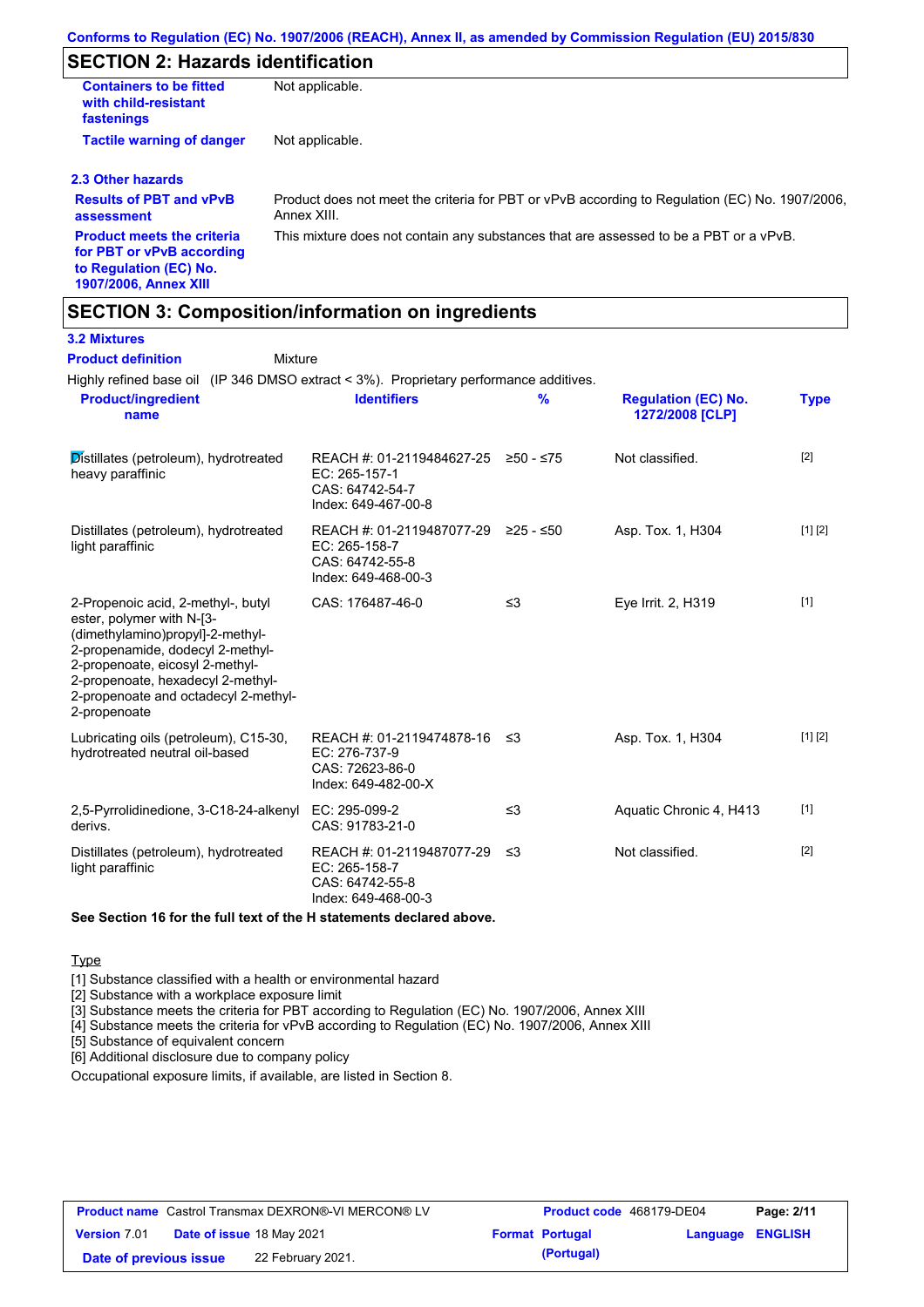## SECTION 2: Hazards identification

| | |
|---|---|
| **Containers to be fitted with child-resistant fastenings** | Not applicable. |
| **Tactile warning of danger** | Not applicable. |

### 2.3 Other hazards

| | |
|---|---|
| **Results of PBT and vPvB assessment** | Product does not meet the criteria for PBT or vPvB according to Regulation (EC) No. 1907/2006, Annex XIII. |
| **Product meets the criteria for PBT or vPvB according to Regulation (EC) No. 1907/2006, Annex XIII** | This mixture does not contain any substances that are assessed to be a PBT or a vPvB. |

## SECTION 3: Composition/information on ingredients

### 3.2 Mixtures

**Product definition** Mixture

Highly refined base oil (IP 346 DMSO extract < 3%). Proprietary performance additives.

| Product/ingredient name | Identifiers | % | Regulation (EC) No. 1272/2008 [CLP] | Type |
|---|---|---|---|---|
| Distillates (petroleum), hydrotreated heavy paraffinic | REACH #: 01-2119484627-25<br>EC: 265-157-1<br>CAS: 64742-54-7<br>Index: 649-467-00-8 | ≥50 - ≤75 | Not classified. | [2] |
| Distillates (petroleum), hydrotreated light paraffinic | REACH #: 01-2119487077-29<br>EC: 265-158-7<br>CAS: 64742-55-8<br>Index: 649-468-00-3 | ≥25 - ≤50 | Asp. Tox. 1, H304 | [1] [2] |
| 2-Propenoic acid, 2-methyl-, butyl ester, polymer with N-[3-(dimethylamino)propyl]-2-methyl-2-propenamide, dodecyl 2-methyl-2-propenoate, eicosyl 2-methyl-2-propenoate, hexadecyl 2-methyl-2-propenoate and octadecyl 2-methyl-2-propenoate | CAS: 176487-46-0 | ≤3 | Eye Irrit. 2, H319 | [1] |
| Lubricating oils (petroleum), C15-30, hydrotreated neutral oil-based | REACH #: 01-2119474878-16<br>EC: 276-737-9<br>CAS: 72623-86-0<br>Index: 649-482-00-X | ≤3 | Asp. Tox. 1, H304 | [1] [2] |
| 2,5-Pyrrolidinedione, 3-C18-24-alkenyl derivs. | EC: 295-099-2<br>CAS: 91783-21-0 | ≤3 | Aquatic Chronic 4, H413 | [1] |
| Distillates (petroleum), hydrotreated light paraffinic | REACH #: 01-2119487077-29<br>EC: 265-158-7<br>CAS: 64742-55-8<br>Index: 649-468-00-3 | ≤3 | Not classified. | [2] |

**See Section 16 for the full text of the H statements declared above.**

Type

[1] Substance classified with a health or environmental hazard
[2] Substance with a workplace exposure limit
[3] Substance meets the criteria for PBT according to Regulation (EC) No. 1907/2006, Annex XIII
[4] Substance meets the criteria for vPvB according to Regulation (EC) No. 1907/2006, Annex XIII
[5] Substance of equivalent concern
[6] Additional disclosure due to company policy

Occupational exposure limits, if available, are listed in Section 8.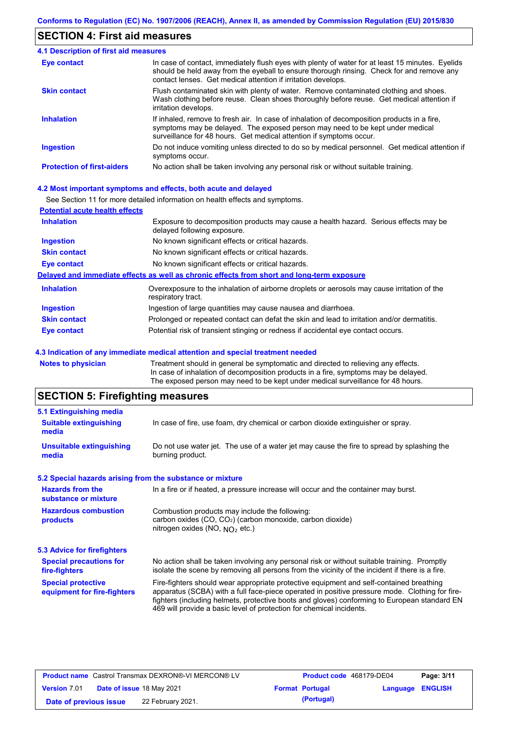## SECTION 4: First aid measures

### 4.1 Description of first aid measures

| | |
|---|---|
| **Eye contact** | In case of contact, immediately flush eyes with plenty of water for at least 15 minutes. Eyelids should be held away from the eyeball to ensure thorough rinsing. Check for and remove any contact lenses. Get medical attention if irritation develops. |
| **Skin contact** | Flush contaminated skin with plenty of water. Remove contaminated clothing and shoes. Wash clothing before reuse. Clean shoes thoroughly before reuse. Get medical attention if irritation develops. |
| **Inhalation** | If inhaled, remove to fresh air. In case of inhalation of decomposition products in a fire, symptoms may be delayed. The exposed person may need to be kept under medical surveillance for 48 hours. Get medical attention if symptoms occur. |
| **Ingestion** | Do not induce vomiting unless directed to do so by medical personnel. Get medical attention if symptoms occur. |
| **Protection of first-aiders** | No action shall be taken involving any personal risk or without suitable training. |

### 4.2 Most important symptoms and effects, both acute and delayed

See Section 11 for more detailed information on health effects and symptoms.

**Potential acute health effects**

| | |
|---|---|
| **Inhalation** | Exposure to decomposition products may cause a health hazard. Serious effects may be delayed following exposure. |
| **Ingestion** | No known significant effects or critical hazards. |
| **Skin contact** | No known significant effects or critical hazards. |
| **Eye contact** | No known significant effects or critical hazards. |

**Delayed and immediate effects as well as chronic effects from short and long-term exposure**

| | |
|---|---|
| **Inhalation** | Overexposure to the inhalation of airborne droplets or aerosols may cause irritation of the respiratory tract. |
| **Ingestion** | Ingestion of large quantities may cause nausea and diarrhoea. |
| **Skin contact** | Prolonged or repeated contact can defat the skin and lead to irritation and/or dermatitis. |
| **Eye contact** | Potential risk of transient stinging or redness if accidental eye contact occurs. |

### 4.3 Indication of any immediate medical attention and special treatment needed

| | |
|---|---|
| **Notes to physician** | Treatment should in general be symptomatic and directed to relieving any effects. In case of inhalation of decomposition products in a fire, symptoms may be delayed. The exposed person may need to be kept under medical surveillance for 48 hours. |

## SECTION 5: Firefighting measures

### 5.1 Extinguishing media

| | |
|---|---|
| **Suitable extinguishing media** | In case of fire, use foam, dry chemical or carbon dioxide extinguisher or spray. |
| **Unsuitable extinguishing media** | Do not use water jet. The use of a water jet may cause the fire to spread by splashing the burning product. |

### 5.2 Special hazards arising from the substance or mixture

| | |
|---|---|
| **Hazards from the substance or mixture** | In a fire or if heated, a pressure increase will occur and the container may burst. |
| **Hazardous combustion products** | Combustion products may include the following: carbon oxides (CO, $CO_2$) (carbon monoxide, carbon dioxide) nitrogen oxides (NO, $NO_2$ etc.) |

### 5.3 Advice for firefighters

| | |
|---|---|
| **Special precautions for fire-fighters** | No action shall be taken involving any personal risk or without suitable training. Promptly isolate the scene by removing all persons from the vicinity of the incident if there is a fire. |
| **Special protective equipment for fire-fighters** | Fire-fighters should wear appropriate protective equipment and self-contained breathing apparatus (SCBA) with a full face-piece operated in positive pressure mode. Clothing for fire-fighters (including helmets, protective boots and gloves) conforming to European standard EN 469 will provide a basic level of protection for chemical incidents. |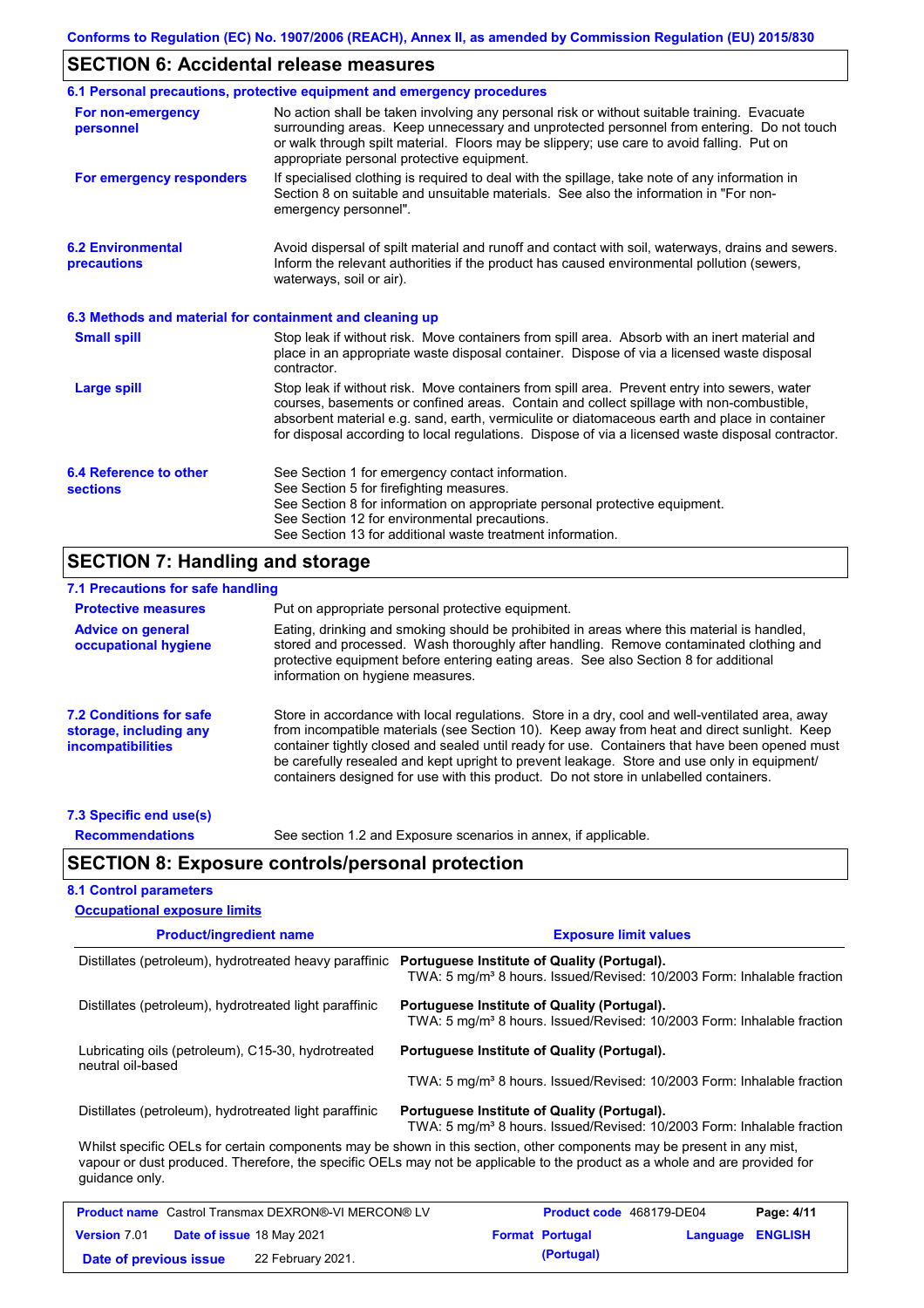## SECTION 6: Accidental release measures

### 6.1 Personal precautions, protective equipment and emergency procedures

**For non-emergency personnel**
No action shall be taken involving any personal risk or without suitable training. Evacuate surrounding areas. Keep unnecessary and unprotected personnel from entering. Do not touch or walk through spilt material. Floors may be slippery; use care to avoid falling. Put on appropriate personal protective equipment.

**For emergency responders**
If specialised clothing is required to deal with the spillage, take note of any information in Section 8 on suitable and unsuitable materials. See also the information in "For non-emergency personnel".

### 6.2 Environmental precautions

Avoid dispersal of spilt material and runoff and contact with soil, waterways, drains and sewers. Inform the relevant authorities if the product has caused environmental pollution (sewers, waterways, soil or air).

### 6.3 Methods and material for containment and cleaning up

**Small spill**
Stop leak if without risk. Move containers from spill area. Absorb with an inert material and place in an appropriate waste disposal container. Dispose of via a licensed waste disposal contractor.

**Large spill**
Stop leak if without risk. Move containers from spill area. Prevent entry into sewers, water courses, basements or confined areas. Contain and collect spillage with non-combustible, absorbent material e.g. sand, earth, vermiculite or diatomaceous earth and place in container for disposal according to local regulations. Dispose of via a licensed waste disposal contractor.

### 6.4 Reference to other sections

See Section 1 for emergency contact information.
See Section 5 for firefighting measures.
See Section 8 for information on appropriate personal protective equipment.
See Section 12 for environmental precautions.
See Section 13 for additional waste treatment information.

## SECTION 7: Handling and storage

### 7.1 Precautions for safe handling

**Protective measures**
Put on appropriate personal protective equipment.

**Advice on general occupational hygiene**
Eating, drinking and smoking should be prohibited in areas where this material is handled, stored and processed. Wash thoroughly after handling. Remove contaminated clothing and protective equipment before entering eating areas. See also Section 8 for additional information on hygiene measures.

### 7.2 Conditions for safe storage, including any incompatibilities

Store in accordance with local regulations. Store in a dry, cool and well-ventilated area, away from incompatible materials (see Section 10). Keep away from heat and direct sunlight. Keep container tightly closed and sealed until ready for use. Containers that have been opened must be carefully resealed and kept upright to prevent leakage. Store and use only in equipment/ containers designed for use with this product. Do not store in unlabelled containers.

### 7.3 Specific end use(s)

**Recommendations**
See section 1.2 and Exposure scenarios in annex, if applicable.

## SECTION 8: Exposure controls/personal protection

### 8.1 Control parameters

**Occupational exposure limits**

| Product/ingredient name | Exposure limit values |
|---|---|
| Distillates (petroleum), hydrotreated heavy paraffinic | **Portuguese Institute of Quality (Portugal).** TWA: 5 mg/m³ 8 hours. Issued/Revised: 10/2003 Form: Inhalable fraction |
| Distillates (petroleum), hydrotreated light paraffinic | **Portuguese Institute of Quality (Portugal).** TWA: 5 mg/m³ 8 hours. Issued/Revised: 10/2003 Form: Inhalable fraction |
| Lubricating oils (petroleum), C15-30, hydrotreated neutral oil-based | **Portuguese Institute of Quality (Portugal).** TWA: 5 mg/m³ 8 hours. Issued/Revised: 10/2003 Form: Inhalable fraction |
| Distillates (petroleum), hydrotreated light paraffinic | **Portuguese Institute of Quality (Portugal).** TWA: 5 mg/m³ 8 hours. Issued/Revised: 10/2003 Form: Inhalable fraction |

Whilst specific OELs for certain components may be shown in this section, other components may be present in any mist, vapour or dust produced. Therefore, the specific OELs may not be applicable to the product as a whole and are provided for guidance only.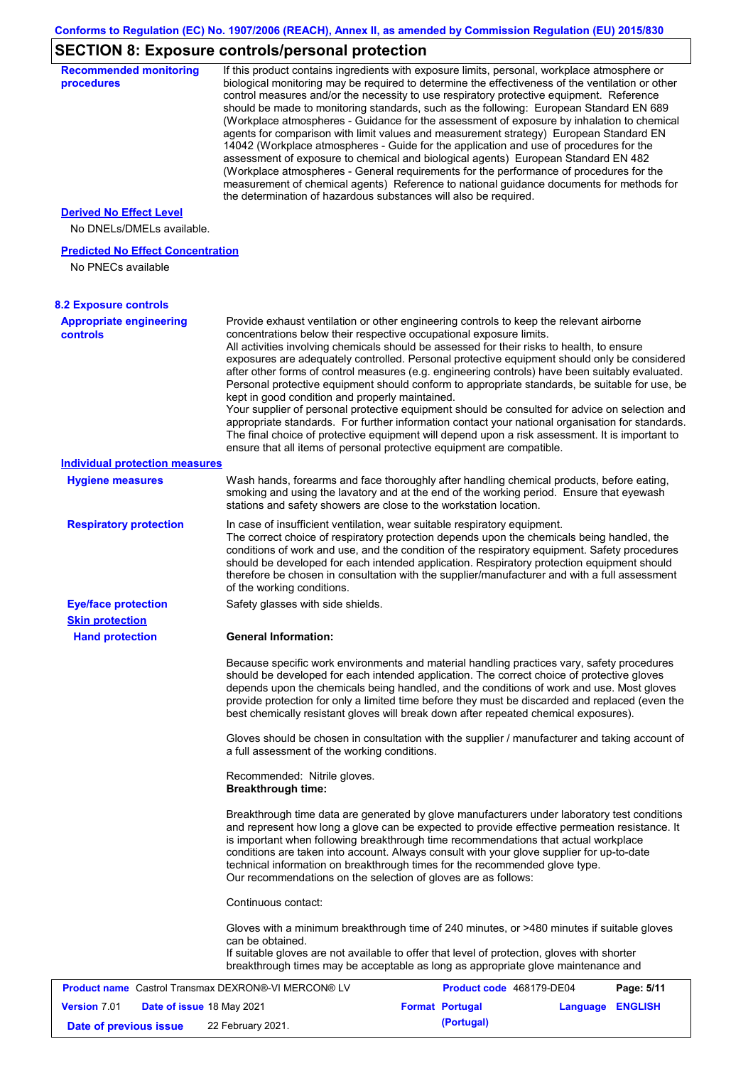## SECTION 8: Exposure controls/personal protection

**Recommended monitoring procedures**

If this product contains ingredients with exposure limits, personal, workplace atmosphere or biological monitoring may be required to determine the effectiveness of the ventilation or other control measures and/or the necessity to use respiratory protective equipment. Reference should be made to monitoring standards, such as the following: European Standard EN 689 (Workplace atmospheres - Guidance for the assessment of exposure by inhalation to chemical agents for comparison with limit values and measurement strategy) European Standard EN 14042 (Workplace atmospheres - Guide for the application and use of procedures for the assessment of exposure to chemical and biological agents) European Standard EN 482 (Workplace atmospheres - General requirements for the performance of procedures for the measurement of chemical agents) Reference to national guidance documents for methods for the determination of hazardous substances will also be required.

**Derived No Effect Level**

No DNELs/DMELs available.

**Predicted No Effect Concentration**

No PNECs available

### 8.2 Exposure controls

**Appropriate engineering controls**

Provide exhaust ventilation or other engineering controls to keep the relevant airborne concentrations below their respective occupational exposure limits.
All activities involving chemicals should be assessed for their risks to health, to ensure exposures are adequately controlled. Personal protective equipment should only be considered after other forms of control measures (e.g. engineering controls) have been suitably evaluated. Personal protective equipment should conform to appropriate standards, be suitable for use, be kept in good condition and properly maintained.
Your supplier of personal protective equipment should be consulted for advice on selection and appropriate standards. For further information contact your national organisation for standards. The final choice of protective equipment will depend upon a risk assessment. It is important to ensure that all items of personal protective equipment are compatible.

**Individual protection measures**

**Hygiene measures**

Wash hands, forearms and face thoroughly after handling chemical products, before eating, smoking and using the lavatory and at the end of the working period. Ensure that eyewash stations and safety showers are close to the workstation location.

**Respiratory protection**

In case of insufficient ventilation, wear suitable respiratory equipment.
The correct choice of respiratory protection depends upon the chemicals being handled, the conditions of work and use, and the condition of the respiratory equipment. Safety procedures should be developed for each intended application. Respiratory protection equipment should therefore be chosen in consultation with the supplier/manufacturer and with a full assessment of the working conditions.

**Eye/face protection**

Safety glasses with side shields.

**Skin protection**

**Hand protection**

**General Information:**

Because specific work environments and material handling practices vary, safety procedures should be developed for each intended application. The correct choice of protective gloves depends upon the chemicals being handled, and the conditions of work and use. Most gloves provide protection for only a limited time before they must be discarded and replaced (even the best chemically resistant gloves will break down after repeated chemical exposures).

Gloves should be chosen in consultation with the supplier / manufacturer and taking account of a full assessment of the working conditions.

Recommended: Nitrile gloves.
**Breakthrough time:**

Breakthrough time data are generated by glove manufacturers under laboratory test conditions and represent how long a glove can be expected to provide effective permeation resistance. It is important when following breakthrough time recommendations that actual workplace conditions are taken into account. Always consult with your glove supplier for up-to-date technical information on breakthrough times for the recommended glove type.
Our recommendations on the selection of gloves are as follows:

Continuous contact:

Gloves with a minimum breakthrough time of 240 minutes, or >480 minutes if suitable gloves can be obtained.
If suitable gloves are not available to offer that level of protection, gloves with shorter breakthrough times may be acceptable as long as appropriate glove maintenance and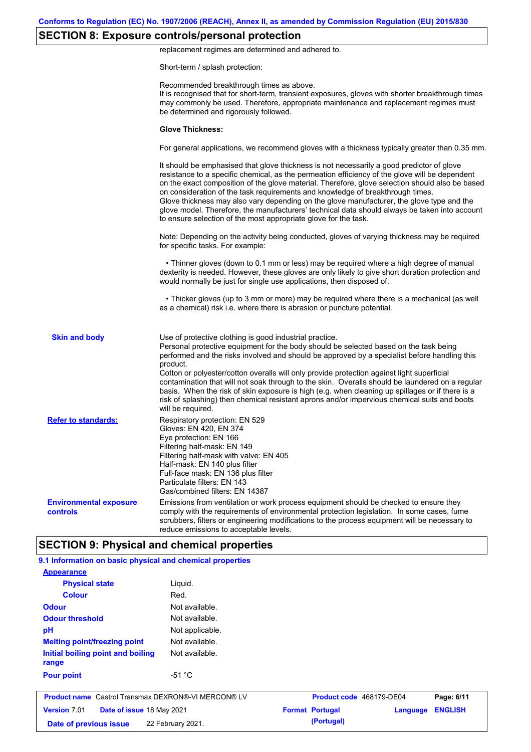## SECTION 8: Exposure controls/personal protection

replacement regimes are determined and adhered to.

Short-term / splash protection:

Recommended breakthrough times as above.
It is recognised that for short-term, transient exposures, gloves with shorter breakthrough times may commonly be used. Therefore, appropriate maintenance and replacement regimes must be determined and rigorously followed.

**Glove Thickness:**

For general applications, we recommend gloves with a thickness typically greater than 0.35 mm.

It should be emphasised that glove thickness is not necessarily a good predictor of glove resistance to a specific chemical, as the permeation efficiency of the glove will be dependent on the exact composition of the glove material. Therefore, glove selection should also be based on consideration of the task requirements and knowledge of breakthrough times.
Glove thickness may also vary depending on the glove manufacturer, the glove type and the glove model. Therefore, the manufacturers' technical data should always be taken into account to ensure selection of the most appropriate glove for the task.

Note: Depending on the activity being conducted, gloves of varying thickness may be required for specific tasks. For example:

• Thinner gloves (down to 0.1 mm or less) may be required where a high degree of manual dexterity is needed. However, these gloves are only likely to give short duration protection and would normally be just for single use applications, then disposed of.

• Thicker gloves (up to 3 mm or more) may be required where there is a mechanical (as well as a chemical) risk i.e. where there is abrasion or puncture potential.

**Skin and body**

Use of protective clothing is good industrial practice.
Personal protective equipment for the body should be selected based on the task being performed and the risks involved and should be approved by a specialist before handling this product.
Cotton or polyester/cotton overalls will only provide protection against light superficial contamination that will not soak through to the skin. Overalls should be laundered on a regular basis. When the risk of skin exposure is high (e.g. when cleaning up spillages or if there is a risk of splashing) then chemical resistant aprons and/or impervious chemical suits and boots will be required.

**Refer to standards:**

Respiratory protection: EN 529
Gloves: EN 420, EN 374
Eye protection: EN 166
Filtering half-mask: EN 149
Filtering half-mask with valve: EN 405
Half-mask: EN 140 plus filter
Full-face mask: EN 136 plus filter
Particulate filters: EN 143
Gas/combined filters: EN 14387

**Environmental exposure controls**

Emissions from ventilation or work process equipment should be checked to ensure they comply with the requirements of environmental protection legislation. In some cases, fume scrubbers, filters or engineering modifications to the process equipment will be necessary to reduce emissions to acceptable levels.

## SECTION 9: Physical and chemical properties

### 9.1 Information on basic physical and chemical properties

**Appearance**

| | |
|---|---|
| **Physical state** | Liquid. |
| **Colour** | Red. |
| **Odour** | Not available. |
| **Odour threshold** | Not available. |
| **pH** | Not applicable. |
| **Melting point/freezing point** | Not available. |
| **Initial boiling point and boiling range** | Not available. |
| **Pour point** | -51 °C |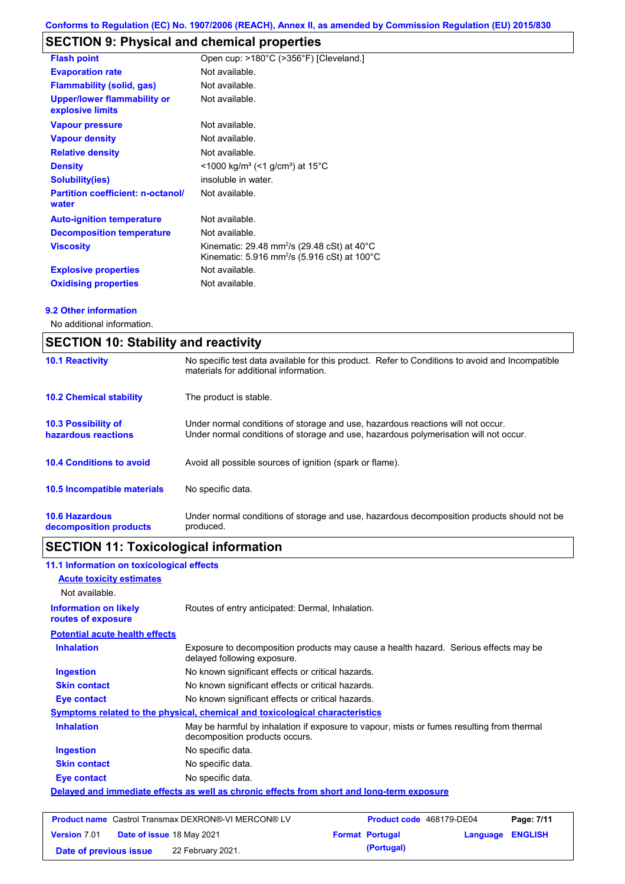## SECTION 9: Physical and chemical properties

| | |
|---|---|
| **Flash point** | Open cup: >180°C (>356°F) [Cleveland.] |
| **Evaporation rate** | Not available. |
| **Flammability (solid, gas)** | Not available. |
| **Upper/lower flammability or explosive limits** | Not available. |
| **Vapour pressure** | Not available. |
| **Vapour density** | Not available. |
| **Relative density** | Not available. |
| **Density** | <1000 kg/m³ (<1 g/cm³) at 15°C |
| **Solubility(ies)** | insoluble in water. |
| **Partition coefficient: n-octanol/ water** | Not available. |
| **Auto-ignition temperature** | Not available. |
| **Decomposition temperature** | Not available. |
| **Viscosity** | Kinematic: 29.48 mm$^2$/s (29.48 cSt) at 40°C<br>Kinematic: 5.916 mm$^2$/s (5.916 cSt) at 100°C |
| **Explosive properties** | Not available. |
| **Oxidising properties** | Not available. |

### 9.2 Other information

No additional information.

## SECTION 10: Stability and reactivity

| | |
|---|---|
| **10.1 Reactivity** | No specific test data available for this product. Refer to Conditions to avoid and Incompatible materials for additional information. |
| **10.2 Chemical stability** | The product is stable. |
| **10.3 Possibility of hazardous reactions** | Under normal conditions of storage and use, hazardous reactions will not occur.<br>Under normal conditions of storage and use, hazardous polymerisation will not occur. |
| **10.4 Conditions to avoid** | Avoid all possible sources of ignition (spark or flame). |
| **10.5 Incompatible materials** | No specific data. |
| **10.6 Hazardous decomposition products** | Under normal conditions of storage and use, hazardous decomposition products should not be produced. |

## SECTION 11: Toxicological information

### 11.1 Information on toxicological effects

**Acute toxicity estimates**

Not available.

| | |
|---|---|
| **Information on likely routes of exposure** | Routes of entry anticipated: Dermal, Inhalation. |

**Potential acute health effects**

| | |
|---|---|
| **Inhalation** | Exposure to decomposition products may cause a health hazard. Serious effects may be delayed following exposure. |
| **Ingestion** | No known significant effects or critical hazards. |
| **Skin contact** | No known significant effects or critical hazards. |
| **Eye contact** | No known significant effects or critical hazards. |

**Symptoms related to the physical, chemical and toxicological characteristics**

| | |
|---|---|
| **Inhalation** | May be harmful by inhalation if exposure to vapour, mists or fumes resulting from thermal decomposition products occurs. |
| **Ingestion** | No specific data. |
| **Skin contact** | No specific data. |
| **Eye contact** | No specific data. |

**Delayed and immediate effects as well as chronic effects from short and long-term exposure**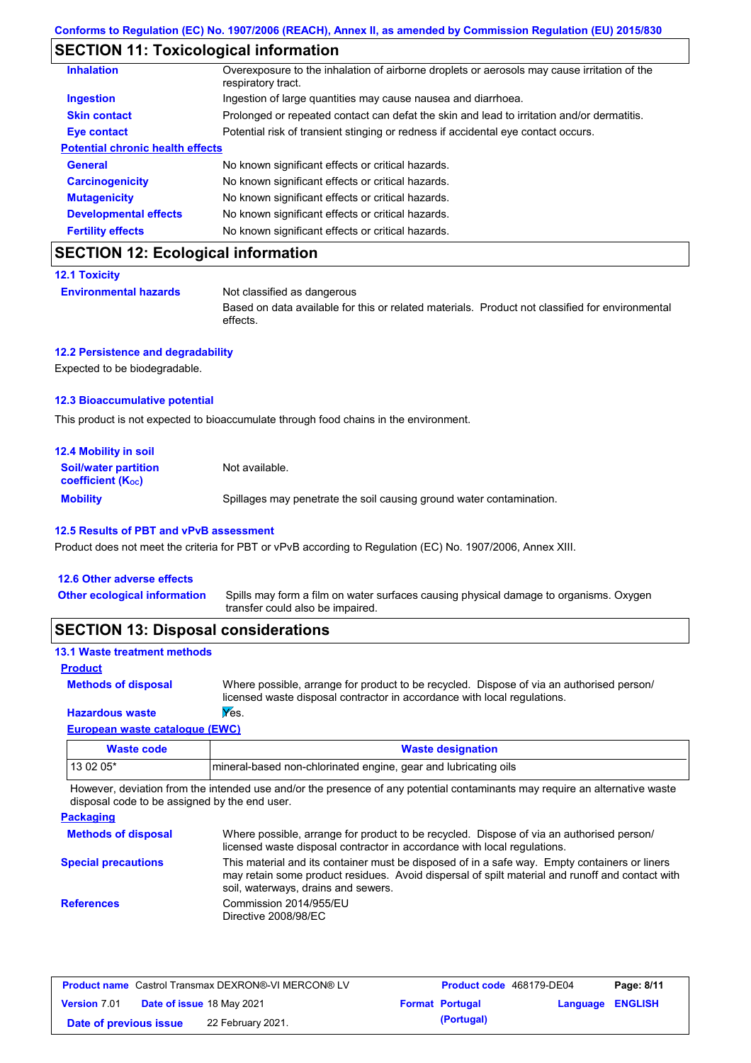Conforms to Regulation (EC) No. 1907/2006 (REACH), Annex II, as amended by Commission Regulation (EU) 2015/830

## SECTION 11: Toxicological information

**Inhalation** Overexposure to the inhalation of airborne droplets or aerosols may cause irritation of the respiratory tract.

**Ingestion** Ingestion of large quantities may cause nausea and diarrhoea.

**Skin contact** Prolonged or repeated contact can defat the skin and lead to irritation and/or dermatitis.

**Eye contact** Potential risk of transient stinging or redness if accidental eye contact occurs.

**Potential chronic health effects**

**General** No known significant effects or critical hazards.

**Carcinogenicity** No known significant effects or critical hazards.

**Mutagenicity** No known significant effects or critical hazards.

**Developmental effects** No known significant effects or critical hazards.

**Fertility effects** No known significant effects or critical hazards.

## SECTION 12: Ecological information

### 12.1 Toxicity

**Environmental hazards** Not classified as dangerous

Based on data available for this or related materials. Product not classified for environmental effects.

### 12.2 Persistence and degradability

Expected to be biodegradable.

### 12.3 Bioaccumulative potential

This product is not expected to bioaccumulate through food chains in the environment.

### 12.4 Mobility in soil

**Soil/water partition coefficient ($K_{OC}$)** Not available.

**Mobility** Spillages may penetrate the soil causing ground water contamination.

### 12.5 Results of PBT and vPvB assessment

Product does not meet the criteria for PBT or vPvB according to Regulation (EC) No. 1907/2006, Annex XIII.

### 12.6 Other adverse effects

**Other ecological information** Spills may form a film on water surfaces causing physical damage to organisms. Oxygen transfer could also be impaired.

## SECTION 13: Disposal considerations

### 13.1 Waste treatment methods

**Product**

**Methods of disposal** Where possible, arrange for product to be recycled. Dispose of via an authorised person/ licensed waste disposal contractor in accordance with local regulations.

**Hazardous waste** Yes.

**European waste catalogue (EWC)**

| Waste code | Waste designation |
|---|---|
| 13 02 05* | mineral-based non-chlorinated engine, gear and lubricating oils |

However, deviation from the intended use and/or the presence of any potential contaminants may require an alternative waste disposal code to be assigned by the end user.

**Packaging**

**Methods of disposal** Where possible, arrange for product to be recycled. Dispose of via an authorised person/ licensed waste disposal contractor in accordance with local regulations.

**Special precautions** This material and its container must be disposed of in a safe way. Empty containers or liners may retain some product residues. Avoid dispersal of spilt material and runoff and contact with soil, waterways, drains and sewers.

**References** Commission 2014/955/EU
Directive 2008/98/EC

| Product name | Castrol Transmax DEXRON®-VI MERCON® LV | Product code | 468179-DE04 | Page: 8/11 |
|---|---|---|---|---|
| Version 7.01 | Date of issue 18 May 2021 | Format Portugal (Portugal) | Language ENGLISH | |
| Date of previous issue | 22 February 2021. | | | |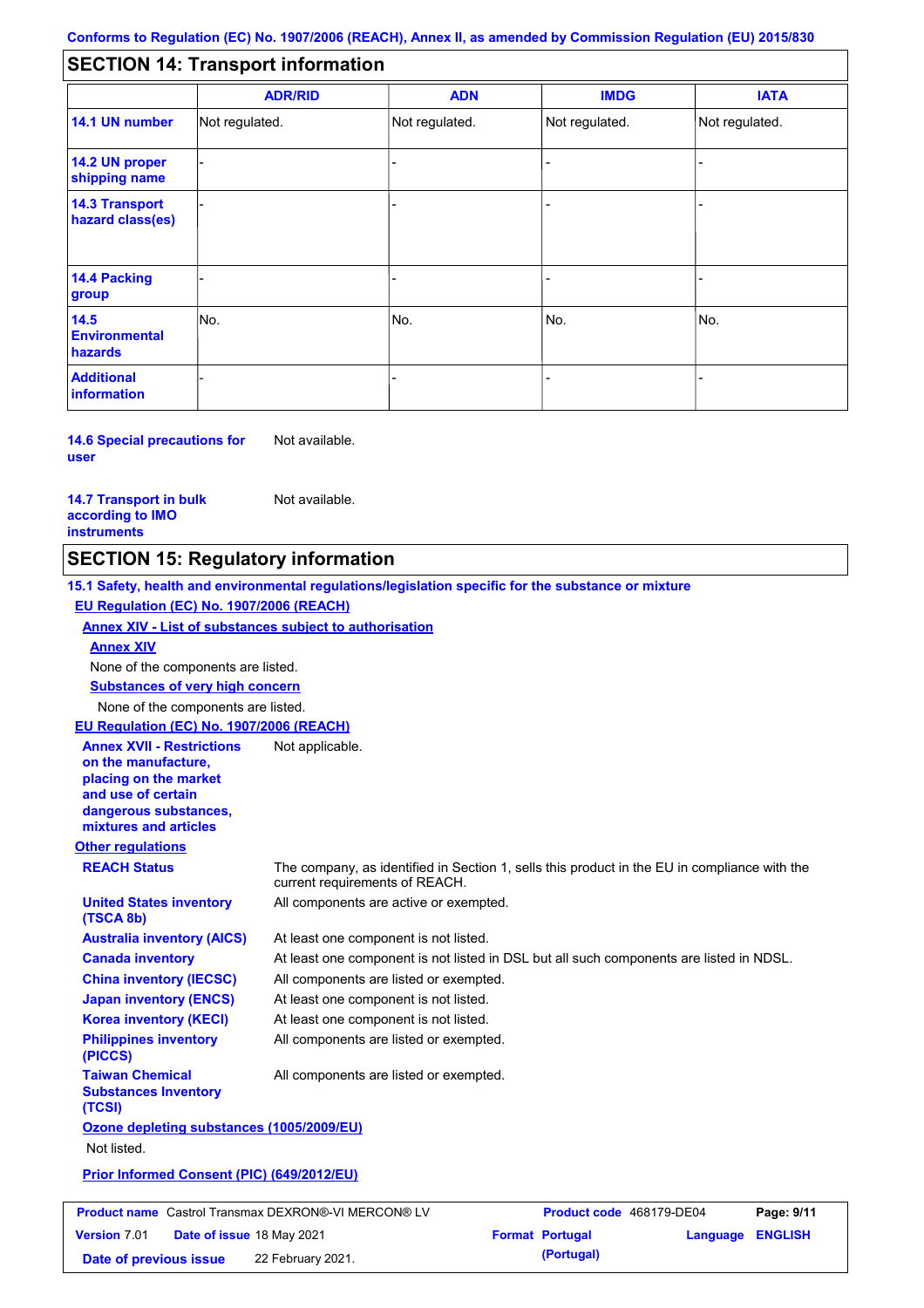## SECTION 14: Transport information

| | ADR/RID | ADN | IMDG | IATA |
|---|---|---|---|---|
| 14.1 UN number | Not regulated. | Not regulated. | Not regulated. | Not regulated. |
| 14.2 UN proper shipping name | - | - | - | - |
| 14.3 Transport hazard class(es) | - | - | - | - |
| 14.4 Packing group | - | - | - | - |
| 14.5 Environmental hazards | No. | No. | No. | No. |
| Additional information | - | - | - | - |

**14.6 Special precautions for user** Not available.

**14.7 Transport in bulk according to IMO instruments** Not available.

## SECTION 15: Regulatory information

**15.1 Safety, health and environmental regulations/legislation specific for the substance or mixture**

**EU Regulation (EC) No. 1907/2006 (REACH)**

**Annex XIV - List of substances subject to authorisation**

**Annex XIV**

None of the components are listed.

**Substances of very high concern**

None of the components are listed.

**EU Regulation (EC) No. 1907/2006 (REACH)**

**Annex XVII - Restrictions on the manufacture, placing on the market and use of certain dangerous substances, mixtures and articles** Not applicable.

**Other regulations**

**REACH Status** The company, as identified in Section 1, sells this product in the EU in compliance with the current requirements of REACH.

**United States inventory (TSCA 8b)** All components are active or exempted.

**Australia inventory (AICS)** At least one component is not listed.

**Canada inventory** At least one component is not listed in DSL but all such components are listed in NDSL.

**China inventory (IECSC)** All components are listed or exempted.

**Japan inventory (ENCS)** At least one component is not listed.

**Korea inventory (KECI)** At least one component is not listed.

**Philippines inventory (PICCS)** All components are listed or exempted.

**Taiwan Chemical Substances Inventory (TCSI)** All components are listed or exempted.

**Ozone depleting substances (1005/2009/EU)**

Not listed.

**Prior Informed Consent (PIC) (649/2012/EU)**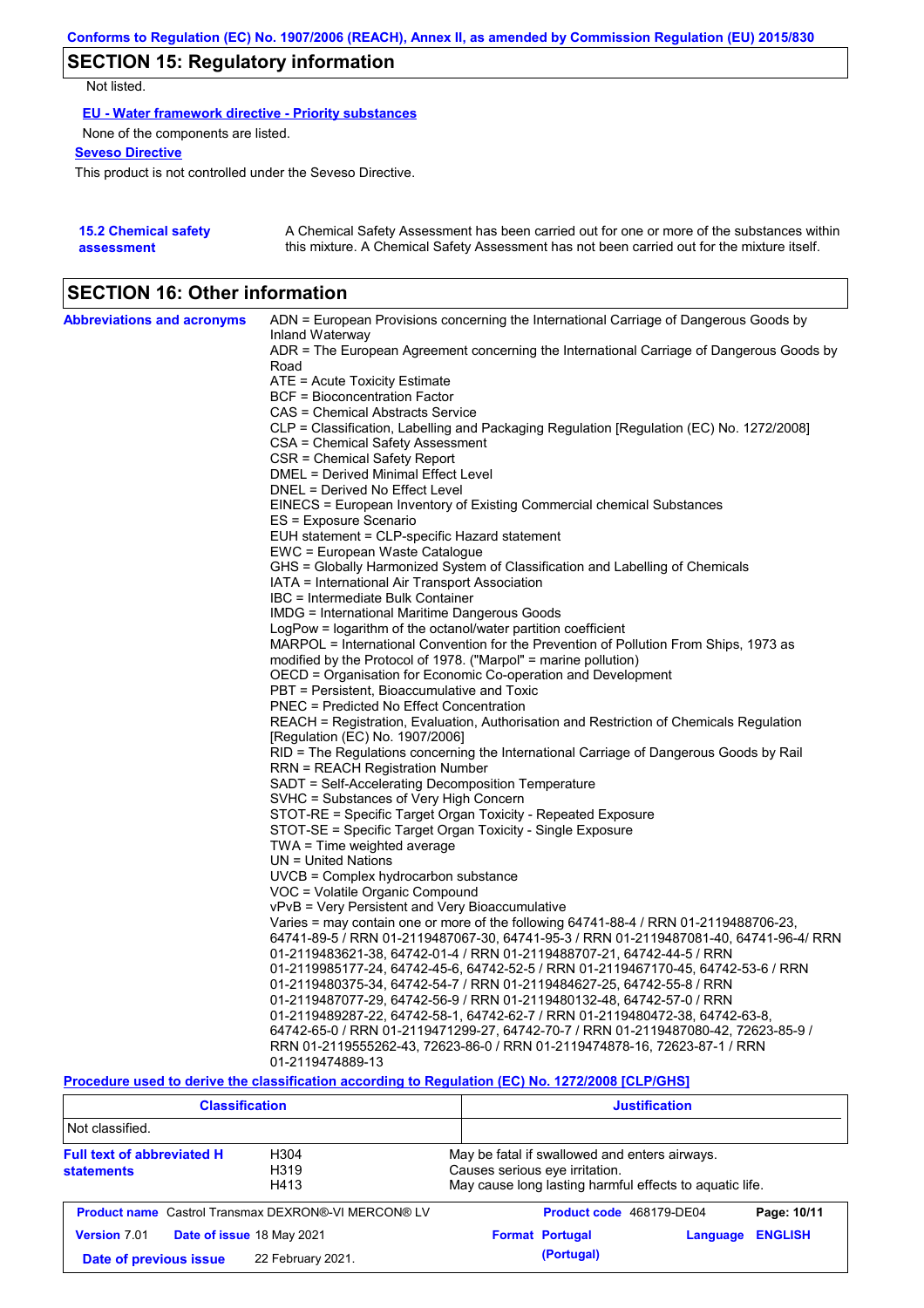## SECTION 15: Regulatory information

Not listed.

**EU - Water framework directive - Priority substances**

None of the components are listed.

**Seveso Directive**

This product is not controlled under the Seveso Directive.

**15.2 Chemical safety assessment**

A Chemical Safety Assessment has been carried out for one or more of the substances within this mixture. A Chemical Safety Assessment has not been carried out for the mixture itself.

## SECTION 16: Other information

**Abbreviations and acronyms**

ADN = European Provisions concerning the International Carriage of Dangerous Goods by Inland Waterway
ADR = The European Agreement concerning the International Carriage of Dangerous Goods by Road
ATE = Acute Toxicity Estimate
BCF = Bioconcentration Factor
CAS = Chemical Abstracts Service
CLP = Classification, Labelling and Packaging Regulation [Regulation (EC) No. 1272/2008]
CSA = Chemical Safety Assessment
CSR = Chemical Safety Report
DMEL = Derived Minimal Effect Level
DNEL = Derived No Effect Level
EINECS = European Inventory of Existing Commercial chemical Substances
ES = Exposure Scenario
EUH statement = CLP-specific Hazard statement
EWC = European Waste Catalogue
GHS = Globally Harmonized System of Classification and Labelling of Chemicals
IATA = International Air Transport Association
IBC = Intermediate Bulk Container
IMDG = International Maritime Dangerous Goods
LogPow = logarithm of the octanol/water partition coefficient
MARPOL = International Convention for the Prevention of Pollution From Ships, 1973 as modified by the Protocol of 1978. ("Marpol" = marine pollution)
OECD = Organisation for Economic Co-operation and Development
PBT = Persistent, Bioaccumulative and Toxic
PNEC = Predicted No Effect Concentration
REACH = Registration, Evaluation, Authorisation and Restriction of Chemicals Regulation [Regulation (EC) No. 1907/2006]
RID = The Regulations concerning the International Carriage of Dangerous Goods by Rail
RRN = REACH Registration Number
SADT = Self-Accelerating Decomposition Temperature
SVHC = Substances of Very High Concern
STOT-RE = Specific Target Organ Toxicity - Repeated Exposure
STOT-SE = Specific Target Organ Toxicity - Single Exposure
TWA = Time weighted average
UN = United Nations
UVCB = Complex hydrocarbon substance
VOC = Volatile Organic Compound
vPvB = Very Persistent and Very Bioaccumulative
Varies = may contain one or more of the following 64741-88-4 / RRN 01-2119488706-23, 64741-89-5 / RRN 01-2119487067-30, 64741-95-3 / RRN 01-2119487081-40, 64741-96-4/ RRN 01-2119483621-38, 64742-01-4 / RRN 01-2119488707-21, 64742-44-5 / RRN 01-2119985177-24, 64742-45-6, 64742-52-5 / RRN 01-2119467170-45, 64742-53-6 / RRN 01-2119480375-34, 64742-54-7 / RRN 01-2119484627-25, 64742-55-8 / RRN 01-2119487077-29, 64742-56-9 / RRN 01-2119480132-48, 64742-57-0 / RRN 01-2119489287-22, 64742-58-1, 64742-62-7 / RRN 01-2119480472-38, 64742-63-8, 64742-65-0 / RRN 01-2119471299-27, 64742-70-7 / RRN 01-2119487080-42, 72623-85-9 / RRN 01-2119555262-43, 72623-86-0 / RRN 01-2119474878-16, 72623-87-1 / RRN 01-2119474889-13

**Procedure used to derive the classification according to Regulation (EC) No. 1272/2008 [CLP/GHS]**

| Classification | Justification |
|---|---|
| Not classified. | |

**Full text of abbreviated H statements**

| | |
|---|---|
| H304 | May be fatal if swallowed and enters airways. |
| H319 | Causes serious eye irritation. |
| H413 | May cause long lasting harmful effects to aquatic life. |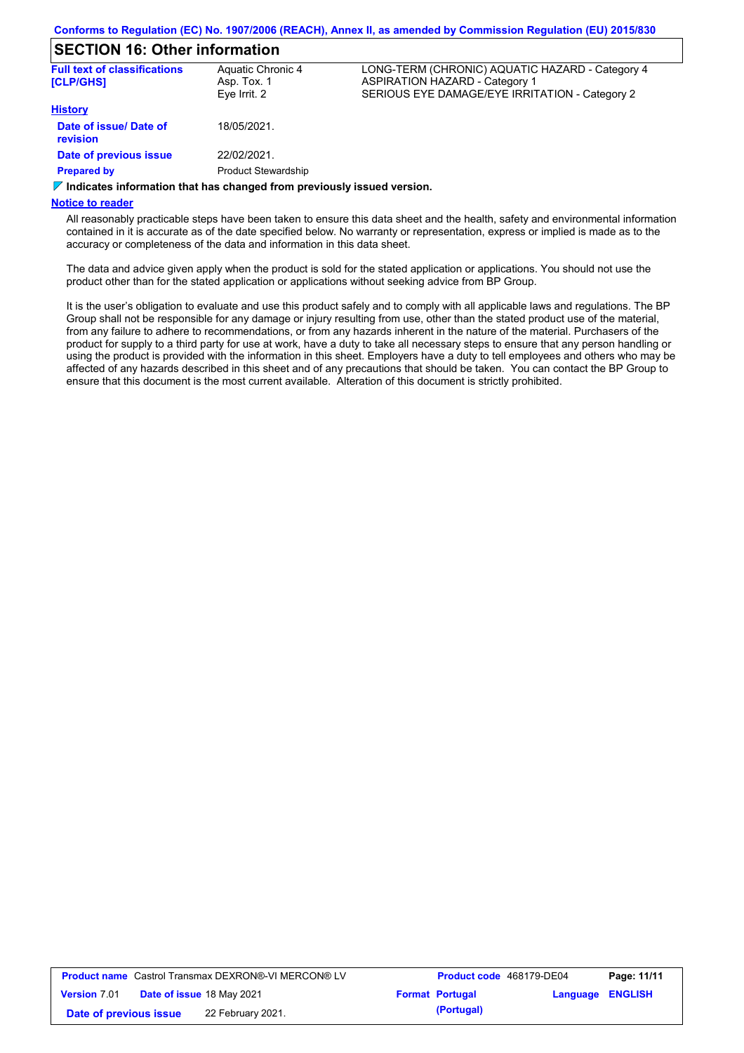## SECTION 16: Other information

| | | |
|---|---|---|
| **Full text of classifications [CLP/GHS]** | Aquatic Chronic 4<br>Asp. Tox. 1<br>Eye Irrit. 2 | LONG-TERM (CHRONIC) AQUATIC HAZARD - Category 4<br>ASPIRATION HAZARD - Category 1<br>SERIOUS EYE DAMAGE/EYE IRRITATION - Category 2 |

**History**

| | |
|---|---|
| **Date of issue/ Date of revision** | 18/05/2021. |
| **Date of previous issue** | 22/02/2021. |
| **Prepared by** | Product Stewardship |

**Indicates information that has changed from previously issued version.**

**Notice to reader**

All reasonably practicable steps have been taken to ensure this data sheet and the health, safety and environmental information contained in it is accurate as of the date specified below. No warranty or representation, express or implied is made as to the accuracy or completeness of the data and information in this data sheet.

The data and advice given apply when the product is sold for the stated application or applications. You should not use the product other than for the stated application or applications without seeking advice from BP Group.

It is the user's obligation to evaluate and use this product safely and to comply with all applicable laws and regulations. The BP Group shall not be responsible for any damage or injury resulting from use, other than the stated product use of the material, from any failure to adhere to recommendations, or from any hazards inherent in the nature of the material. Purchasers of the product for supply to a third party for use at work, have a duty to take all necessary steps to ensure that any person handling or using the product is provided with the information in this sheet. Employers have a duty to tell employees and others who may be affected of any hazards described in this sheet and of any precautions that should be taken. You can contact the BP Group to ensure that this document is the most current available. Alteration of this document is strictly prohibited.